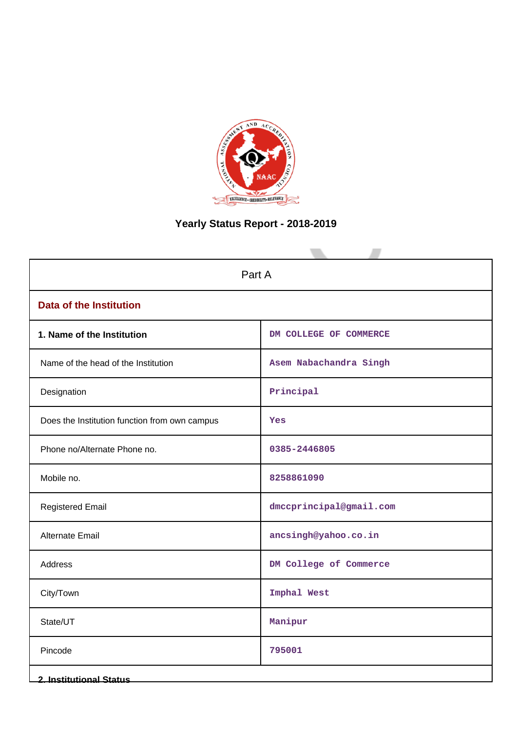# Yearly Status Report - 2018-2019

| Part A | |
|---|---|
| **Data of the Institution** | |
| **1. Name of the Institution** | DM COLLEGE OF COMMERCE |
| Name of the head of the Institution | Asem Nabachandra Singh |
| Designation | Principal |
| Does the Institution function from own campus | Yes |
| Phone no/Alternate Phone no. | 0385-2446805 |
| Mobile no. | 8258861090 |
| Registered Email | dmccprincipal@gmail.com |
| Alternate Email | ancsingh@yahoo.co.in |
| Address | DM College of Commerce |
| City/Town | Imphal West |
| State/UT | Manipur |
| Pincode | 795001 |

**2. Institutional Status**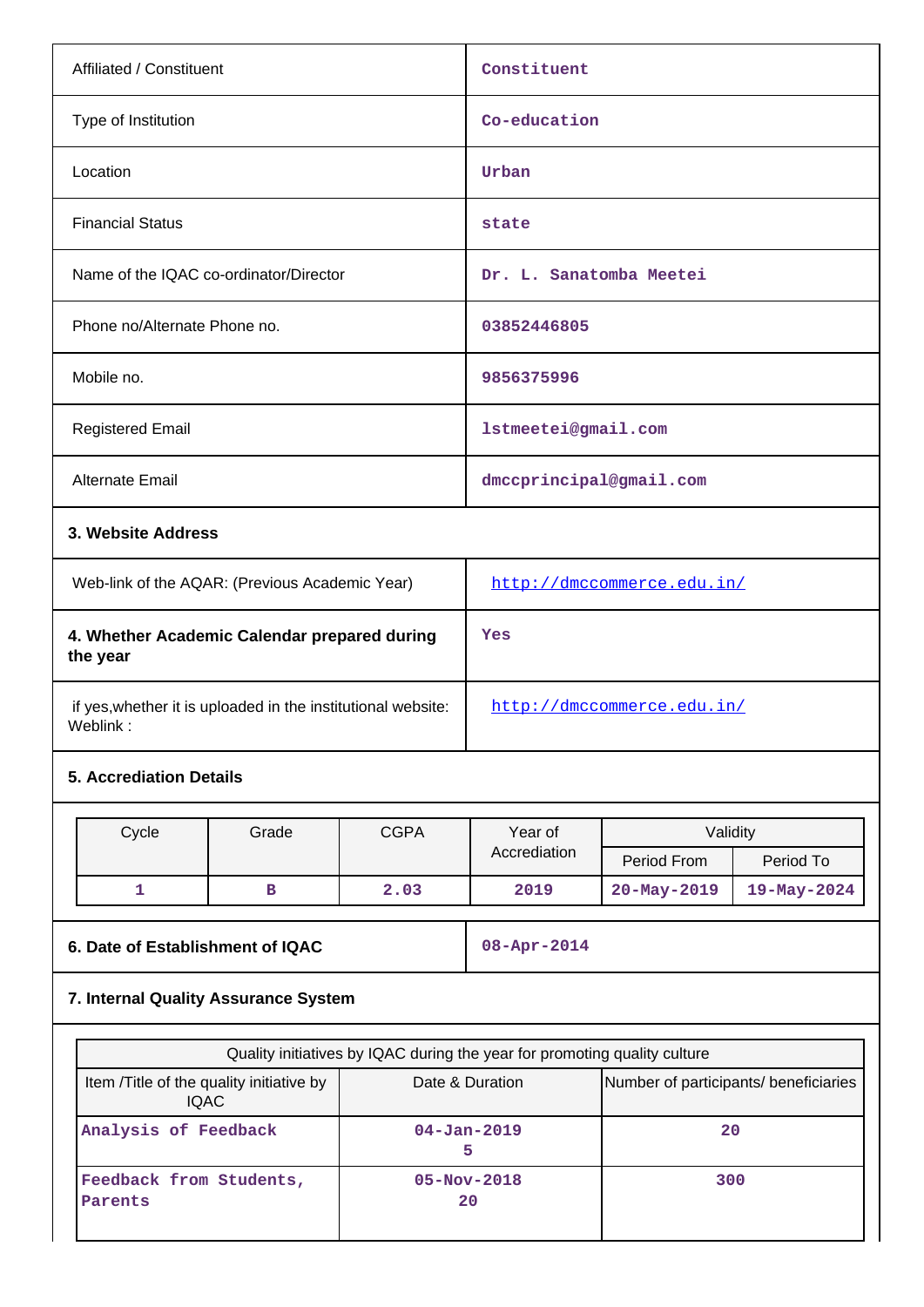| Affiliated / Constituent | Constituent |
|---|---|
| Type of Institution | Co-education |
| Location | Urban |
| Financial Status | state |
| Name of the IQAC co-ordinator/Director | Dr. L. Sanatomba Meetei |
| Phone no/Alternate Phone no. | 03852446805 |
| Mobile no. | 9856375996 |
| Registered Email | lstmeetei@gmail.com |
| Alternate Email | dmccprincipal@gmail.com |

**3. Website Address**

| Web-link of the AQAR: (Previous Academic Year) | http://dmccommerce.edu.in/ |
|---|---|
| **4. Whether Academic Calendar prepared during the year** | Yes |
| if yes,whether it is uploaded in the institutional website: Weblink : | http://dmccommerce.edu.in/ |

**5. Accrediation Details**

| Cycle | Grade | CGPA | Year of Accrediation | Validity | |
|---|---|---|---|---|---|
| | | | | Period From | Period To |
| 1 | B | 2.03 | 2019 | 20-May-2019 | 19-May-2024 |

| **6. Date of Establishment of IQAC** | 08-Apr-2014 |
|---|---|

**7. Internal Quality Assurance System**

| Quality initiatives by IQAC during the year for promoting quality culture | | |
|---|---|---|
| Item /Title of the quality initiative by IQAC | Date & Duration | Number of participants/ beneficiaries |
| Analysis of Feedback | 04-Jan-2019<br>5 | 20 |
| Feedback from Students, Parents | 05-Nov-2018<br>20 | 300 |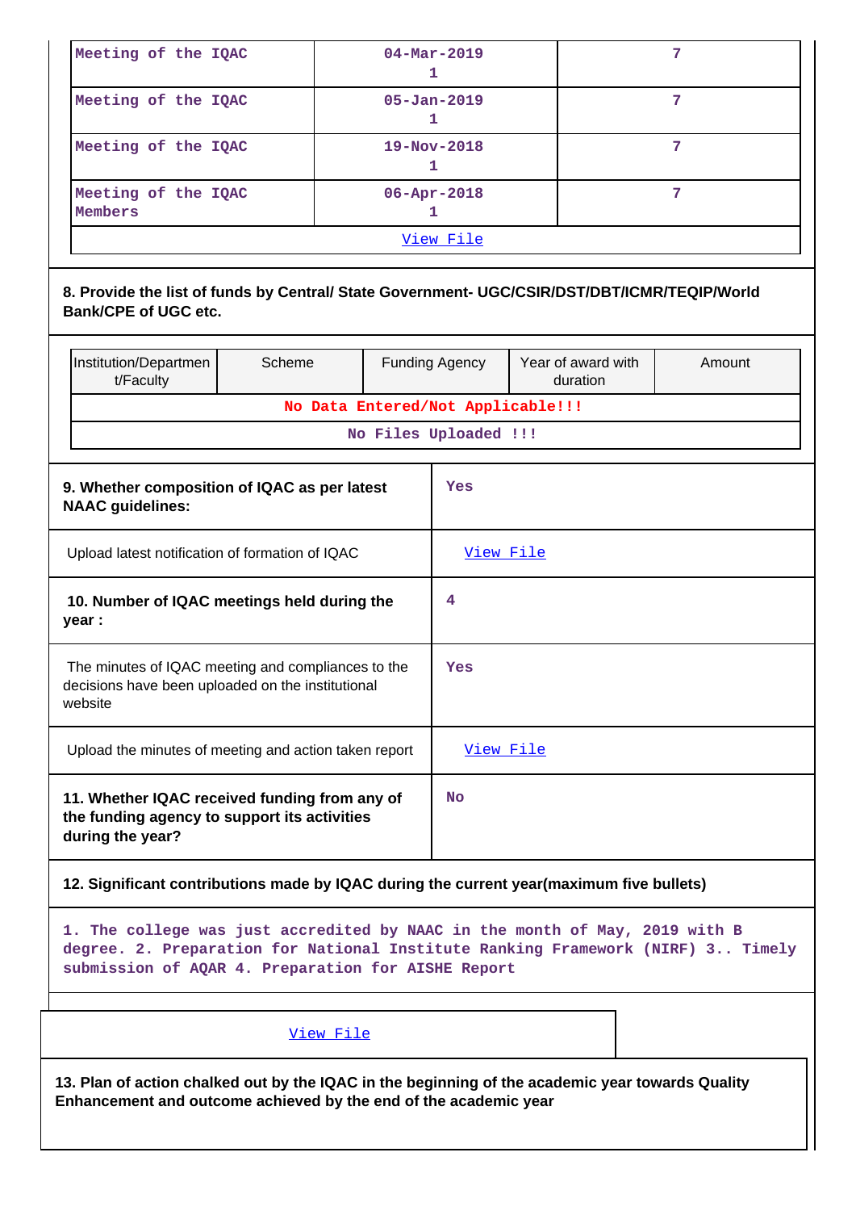| | | |
|---|---|---|
| Meeting of the IQAC | 04-Mar-2019<br>1 | 7 |
| Meeting of the IQAC | 05-Jan-2019<br>1 | 7 |
| Meeting of the IQAC | 19-Nov-2018<br>1 | 7 |
| Meeting of the IQAC Members | 06-Apr-2018<br>1 | 7 |
| View File | | |

**8. Provide the list of funds by Central/ State Government- UGC/CSIR/DST/DBT/ICMR/TEQIP/World Bank/CPE of UGC etc.**

| Institution/Department/Faculty | Scheme | Funding Agency | Year of award with duration | Amount |
|---|---|---|---|---|
| No Data Entered/Not Applicable!!! | | | | |
| No Files Uploaded !!! | | | | |

| | |
|---|---|
| **9. Whether composition of IQAC as per latest NAAC guidelines:** | Yes |
| Upload latest notification of formation of IQAC | View File |
| **10. Number of IQAC meetings held during the year :** | 4 |
| The minutes of IQAC meeting and compliances to the decisions have been uploaded on the institutional website | Yes |
| Upload the minutes of meeting and action taken report | View File |
| **11. Whether IQAC received funding from any of the funding agency to support its activities during the year?** | No |

**12. Significant contributions made by IQAC during the current year(maximum five bullets)**

1. The college was just accredited by NAAC in the month of May, 2019 with B degree. 2. Preparation for National Institute Ranking Framework (NIRF) 3.. Timely submission of AQAR 4. Preparation for AISHE Report

View File

**13. Plan of action chalked out by the IQAC in the beginning of the academic year towards Quality Enhancement and outcome achieved by the end of the academic year**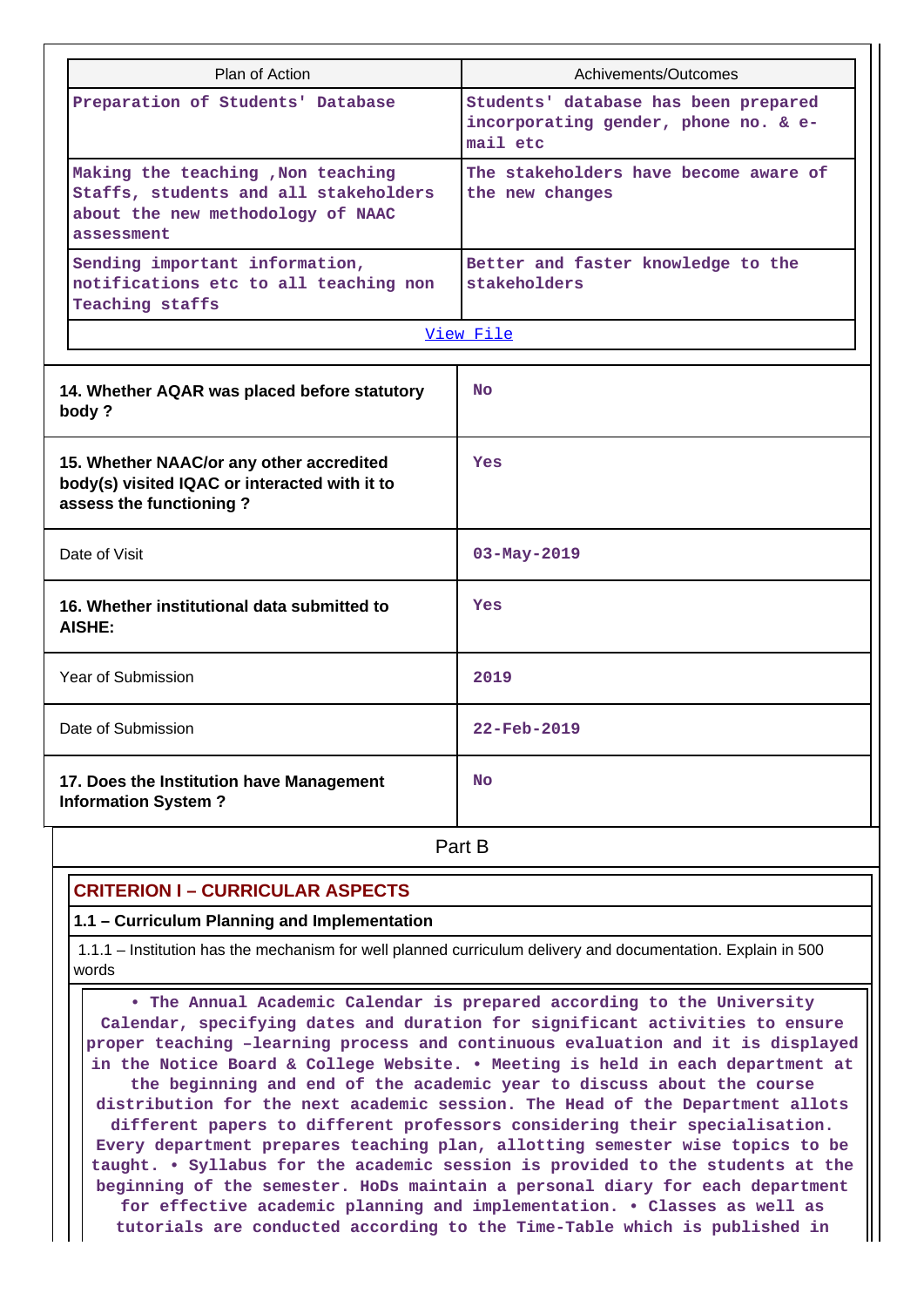| Plan of Action | Achivements/Outcomes |
|---|---|
| Preparation of Students' Database | Students' database has been prepared incorporating gender, phone no. & e-mail etc |
| Making the teaching ,Non teaching Staffs, students and all stakeholders about the new methodology of NAAC assessment | The stakeholders have become aware of the new changes |
| Sending important information, notifications etc to all teaching non Teaching staffs | Better and faster knowledge to the stakeholders |
| View File | |

| | |
|---|---|
| **14. Whether AQAR was placed before statutory body ?** | No |
| **15. Whether NAAC/or any other accredited body(s) visited IQAC or interacted with it to assess the functioning ?** | Yes |
| Date of Visit | 03-May-2019 |
| **16. Whether institutional data submitted to AISHE:** | Yes |
| Year of Submission | 2019 |
| Date of Submission | 22-Feb-2019 |
| **17. Does the Institution have Management Information System ?** | No |

## Part B

### CRITERION I – CURRICULAR ASPECTS

**1.1 – Curriculum Planning and Implementation**

1.1.1 – Institution has the mechanism for well planned curriculum delivery and documentation. Explain in 500 words

• The Annual Academic Calendar is prepared according to the University Calendar, specifying dates and duration for significant activities to ensure proper teaching –learning process and continuous evaluation and it is displayed in the Notice Board & College Website. • Meeting is held in each department at the beginning and end of the academic year to discuss about the course distribution for the next academic session. The Head of the Department allots different papers to different professors considering their specialisation. Every department prepares teaching plan, allotting semester wise topics to be taught. • Syllabus for the academic session is provided to the students at the beginning of the semester. HoDs maintain a personal diary for each department for effective academic planning and implementation. • Classes as well as tutorials are conducted according to the Time-Table which is published in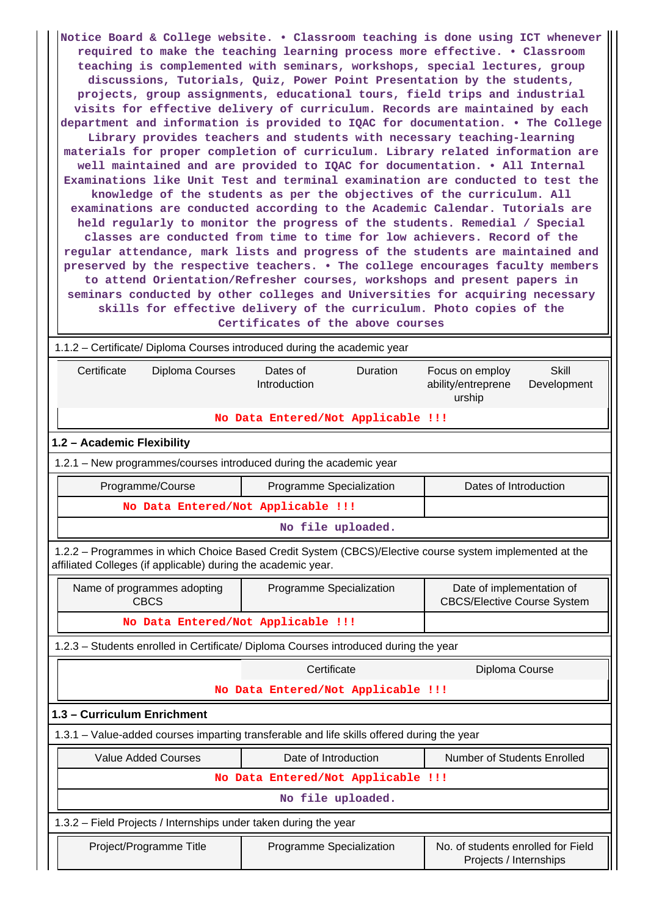Notice Board & College website. • Classroom teaching is done using ICT whenever required to make the teaching learning process more effective. • Classroom teaching is complemented with seminars, workshops, special lectures, group discussions, Tutorials, Quiz, Power Point Presentation by the students, projects, group assignments, educational tours, field trips and industrial visits for effective delivery of curriculum. Records are maintained by each department and information is provided to IQAC for documentation. • The College Library provides teachers and students with necessary teaching-learning materials for proper completion of curriculum. Library related information are well maintained and are provided to IQAC for documentation. • All Internal Examinations like Unit Test and terminal examination are conducted to test the knowledge of the students as per the objectives of the curriculum. All examinations are conducted according to the Academic Calendar. Tutorials are held regularly to monitor the progress of the students. Remedial / Special classes are conducted from time to time for low achievers. Record of the regular attendance, mark lists and progress of the students are maintained and preserved by the respective teachers. • The college encourages faculty members to attend Orientation/Refresher courses, workshops and present papers in seminars conducted by other colleges and Universities for acquiring necessary skills for effective delivery of the curriculum. Photo copies of the Certificates of the above courses

1.1.2 – Certificate/ Diploma Courses introduced during the academic year

| Certificate | Diploma Courses | Dates of Introduction | Duration | Focus on employ ability/entreprene urship | Skill Development |
|---|---|---|---|---|---|
| No Data Entered/Not Applicable !!! | | | | | |

## 1.2 – Academic Flexibility

1.2.1 – New programmes/courses introduced during the academic year

| Programme/Course | Programme Specialization | Dates of Introduction |
|---|---|---|
| No Data Entered/Not Applicable !!! | | |
| No file uploaded. | | |

1.2.2 – Programmes in which Choice Based Credit System (CBCS)/Elective course system implemented at the affiliated Colleges (if applicable) during the academic year.

| Name of programmes adopting CBCS | Programme Specialization | Date of implementation of CBCS/Elective Course System |
|---|---|---|
| No Data Entered/Not Applicable !!! | | |

1.2.3 – Students enrolled in Certificate/ Diploma Courses introduced during the year

| | Certificate | Diploma Course |
|---|---|---|
| No Data Entered/Not Applicable !!! | | |

## 1.3 – Curriculum Enrichment

1.3.1 – Value-added courses imparting transferable and life skills offered during the year

| Value Added Courses | Date of Introduction | Number of Students Enrolled |
|---|---|---|
| No Data Entered/Not Applicable !!! | | |
| No file uploaded. | | |

1.3.2 – Field Projects / Internships under taken during the year

| Project/Programme Title | Programme Specialization | No. of students enrolled for Field Projects / Internships |
|---|---|---|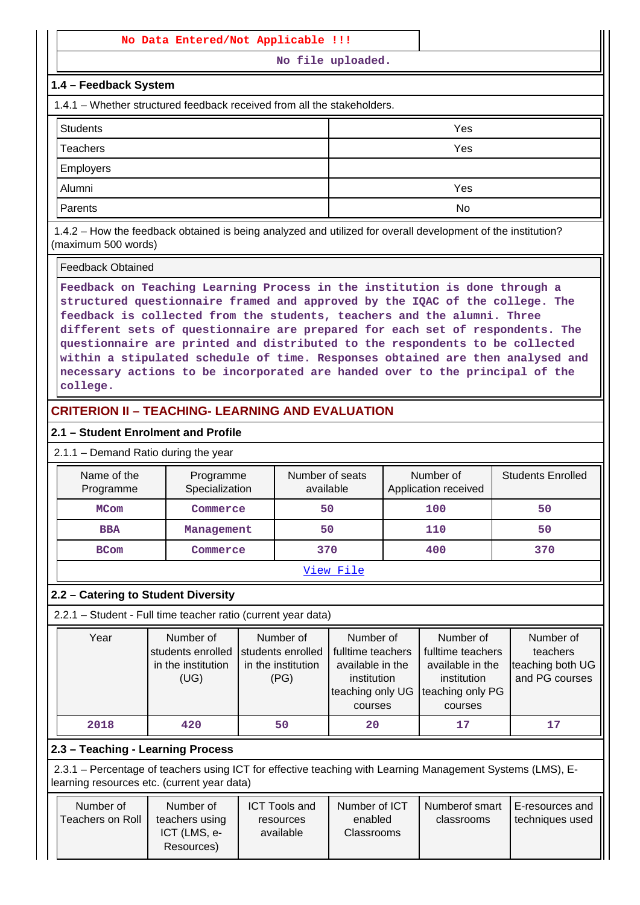| No Data Entered/Not Applicable !!! | |
|---|---|
| No file uploaded. | |

### 1.4 – Feedback System

1.4.1 – Whether structured feedback received from all the stakeholders.

| Students | Yes |
|---|---|
| Teachers | Yes |
| Employers | |
| Alumni | Yes |
| Parents | No |

1.4.2 – How the feedback obtained is being analyzed and utilized for overall development of the institution? (maximum 500 words)

| Feedback Obtained |
|---|
| Feedback on Teaching Learning Process in the institution is done through a structured questionnaire framed and approved by the IQAC of the college. The feedback is collected from the students, teachers and the alumni. Three different sets of questionnaire are prepared for each set of respondents. The questionnaire are printed and distributed to the respondents to be collected within a stipulated schedule of time. Responses obtained are then analysed and necessary actions to be incorporated are handed over to the principal of the college. |

## CRITERION II – TEACHING- LEARNING AND EVALUATION

### 2.1 – Student Enrolment and Profile

2.1.1 – Demand Ratio during the year

| Name of the Programme | Programme Specialization | Number of seats available | Number of Application received | Students Enrolled |
|---|---|---|---|---|
| MCom | Commerce | 50 | 100 | 50 |
| BBA | Management | 50 | 110 | 50 |
| BCom | Commerce | 370 | 400 | 370 |
| View File | | | | |

### 2.2 – Catering to Student Diversity

2.2.1 – Student - Full time teacher ratio (current year data)

| Year | Number of students enrolled in the institution (UG) | Number of students enrolled in the institution (PG) | Number of fulltime teachers available in the institution teaching only UG courses | Number of fulltime teachers available in the institution teaching only PG courses | Number of teachers teaching both UG and PG courses |
|---|---|---|---|---|---|
| 2018 | 420 | 50 | 20 | 17 | 17 |

### 2.3 – Teaching - Learning Process

2.3.1 – Percentage of teachers using ICT for effective teaching with Learning Management Systems (LMS), E-learning resources etc. (current year data)

| Number of Teachers on Roll | Number of teachers using ICT (LMS, e-Resources) | ICT Tools and resources available | Number of ICT enabled Classrooms | Numberof smart classrooms | E-resources and techniques used |
|---|---|---|---|---|---|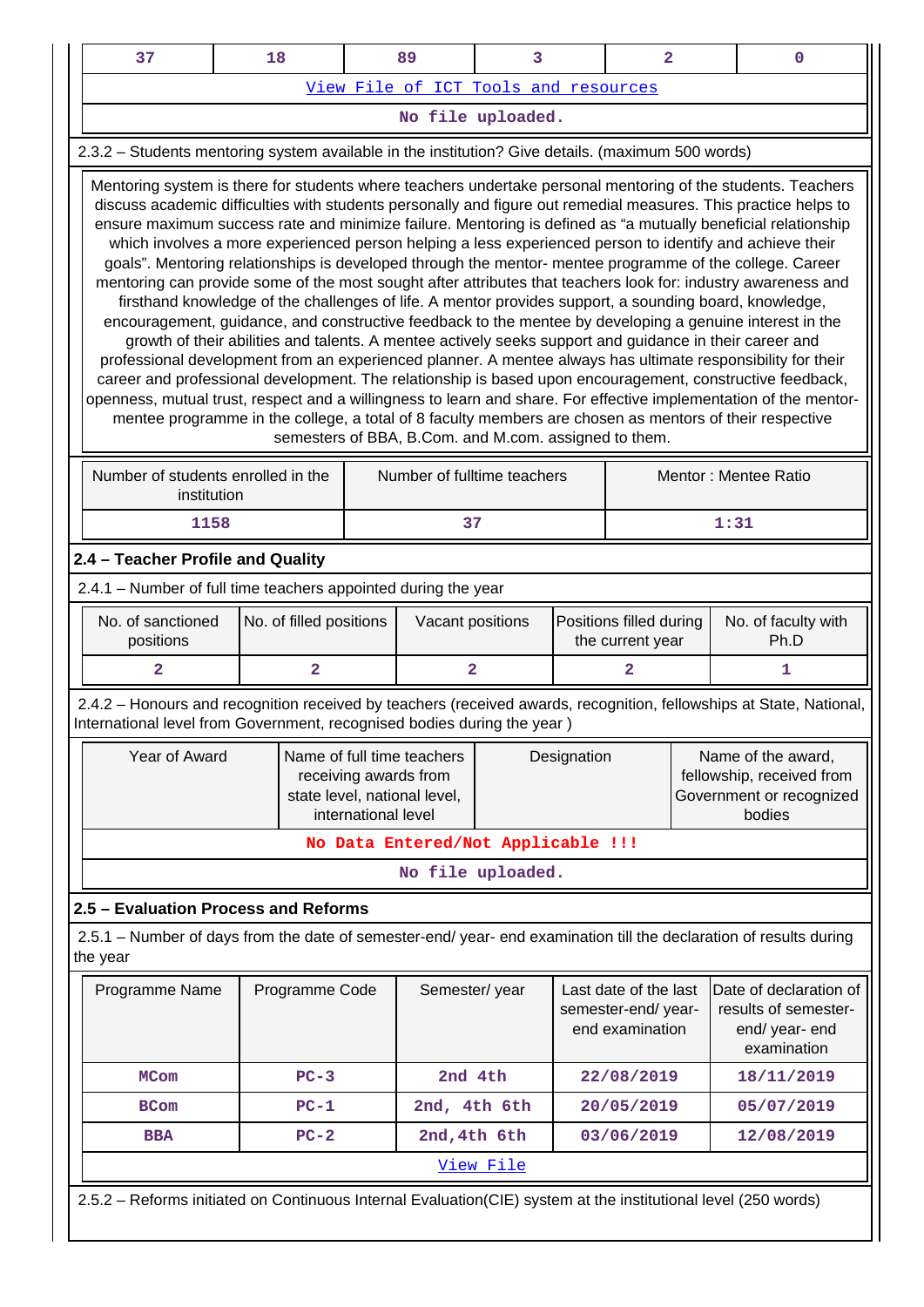| 37 | 18 | 89 | 3 | 2 | 0 |
|---|---|---|---|---|---|

View File of ICT Tools and resources

No file uploaded.

2.3.2 – Students mentoring system available in the institution? Give details. (maximum 500 words)

Mentoring system is there for students where teachers undertake personal mentoring of the students. Teachers discuss academic difficulties with students personally and figure out remedial measures. This practice helps to ensure maximum success rate and minimize failure. Mentoring is defined as "a mutually beneficial relationship which involves a more experienced person helping a less experienced person to identify and achieve their goals". Mentoring relationships is developed through the mentor- mentee programme of the college. Career mentoring can provide some of the most sought after attributes that teachers look for: industry awareness and firsthand knowledge of the challenges of life. A mentor provides support, a sounding board, knowledge, encouragement, guidance, and constructive feedback to the mentee by developing a genuine interest in the growth of their abilities and talents. A mentee actively seeks support and guidance in their career and professional development from an experienced planner. A mentee always has ultimate responsibility for their career and professional development. The relationship is based upon encouragement, constructive feedback, openness, mutual trust, respect and a willingness to learn and share. For effective implementation of the mentor-mentee programme in the college, a total of 8 faculty members are chosen as mentors of their respective semesters of BBA, B.Com. and M.com. assigned to them.

| Number of students enrolled in the institution | Number of fulltime teachers | Mentor : Mentee Ratio |
|---|---|---|
| 1158 | 37 | 1:31 |

## 2.4 – Teacher Profile and Quality

2.4.1 – Number of full time teachers appointed during the year

| No. of sanctioned positions | No. of filled positions | Vacant positions | Positions filled during the current year | No. of faculty with Ph.D |
|---|---|---|---|---|
| 2 | 2 | 2 | 2 | 1 |

2.4.2 – Honours and recognition received by teachers (received awards, recognition, fellowships at State, National, International level from Government, recognised bodies during the year )

| Year of Award | Name of full time teachers receiving awards from state level, national level, international level | Designation | Name of the award, fellowship, received from Government or recognized bodies |
|---|---|---|---|
| No Data Entered/Not Applicable !!! | | | |

No file uploaded.

## 2.5 – Evaluation Process and Reforms

2.5.1 – Number of days from the date of semester-end/ year- end examination till the declaration of results during the year

| Programme Name | Programme Code | Semester/ year | Last date of the last semester-end/ year- end examination | Date of declaration of results of semester-end/ year- end examination |
|---|---|---|---|---|
| MCom | PC-3 | 2nd 4th | 22/08/2019 | 18/11/2019 |
| BCom | PC-1 | 2nd, 4th 6th | 20/05/2019 | 05/07/2019 |
| BBA | PC-2 | 2nd,4th 6th | 03/06/2019 | 12/08/2019 |

View File

2.5.2 – Reforms initiated on Continuous Internal Evaluation(CIE) system at the institutional level (250 words)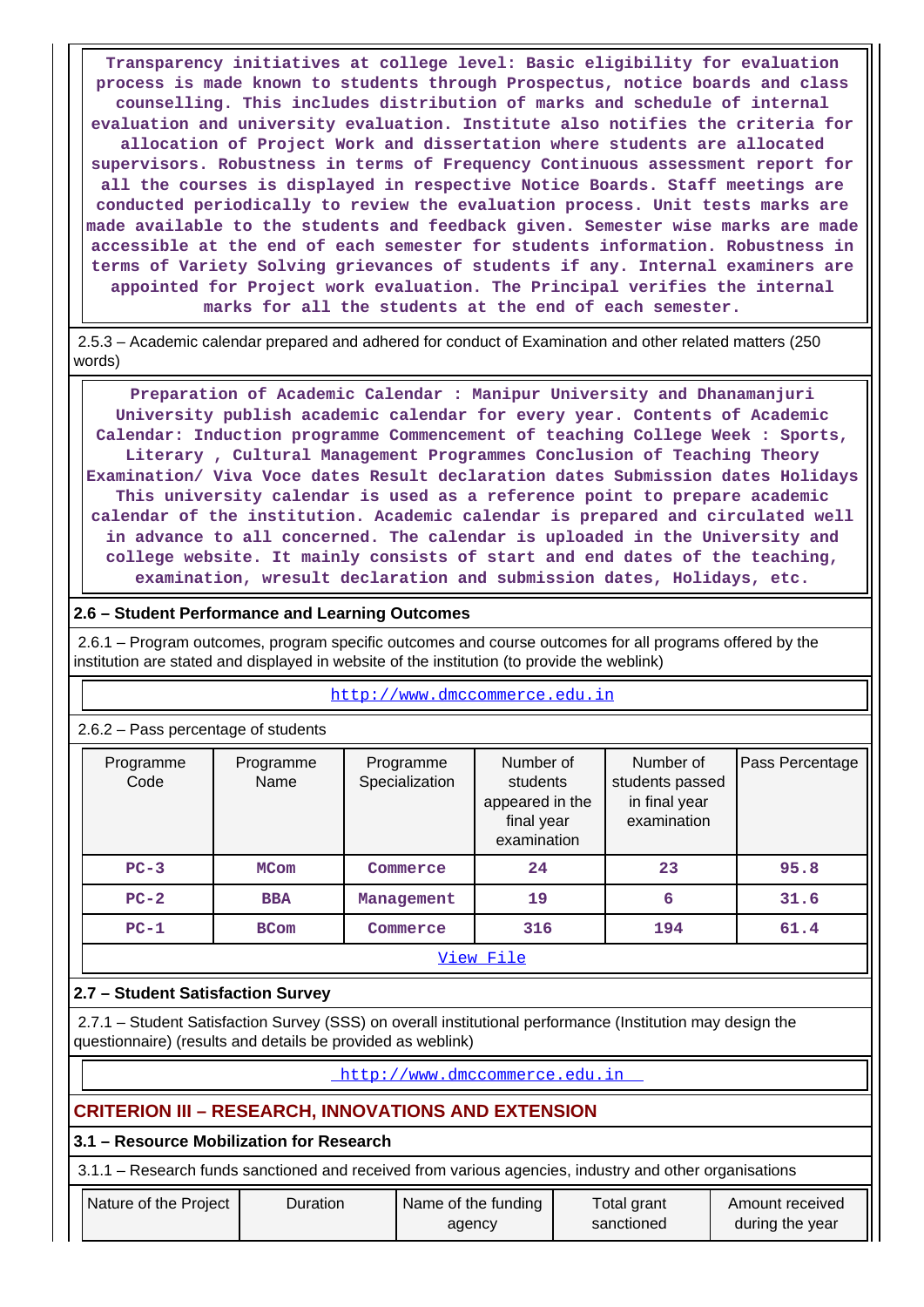Transparency initiatives at college level: Basic eligibility for evaluation process is made known to students through Prospectus, notice boards and class counselling. This includes distribution of marks and schedule of internal evaluation and university evaluation. Institute also notifies the criteria for allocation of Project Work and dissertation where students are allocated supervisors. Robustness in terms of Frequency Continuous assessment report for all the courses is displayed in respective Notice Boards. Staff meetings are conducted periodically to review the evaluation process. Unit tests marks are made available to the students and feedback given. Semester wise marks are made accessible at the end of each semester for students information. Robustness in terms of Variety Solving grievances of students if any. Internal examiners are appointed for Project work evaluation. The Principal verifies the internal marks for all the students at the end of each semester.

2.5.3 – Academic calendar prepared and adhered for conduct of Examination and other related matters (250 words)

Preparation of Academic Calendar : Manipur University and Dhanamanjuri University publish academic calendar for every year. Contents of Academic Calendar: Induction programme Commencement of teaching College Week : Sports, Literary , Cultural Management Programmes Conclusion of Teaching Theory Examination/ Viva Voce dates Result declaration dates Submission dates Holidays This university calendar is used as a reference point to prepare academic calendar of the institution. Academic calendar is prepared and circulated well in advance to all concerned. The calendar is uploaded in the University and college website. It mainly consists of start and end dates of the teaching, examination, wresult declaration and submission dates, Holidays, etc.

### 2.6 – Student Performance and Learning Outcomes

2.6.1 – Program outcomes, program specific outcomes and course outcomes for all programs offered by the institution are stated and displayed in website of the institution (to provide the weblink)

http://www.dmccommerce.edu.in

2.6.2 – Pass percentage of students

| Programme Code | Programme Name | Programme Specialization | Number of students appeared in the final year examination | Number of students passed in final year examination | Pass Percentage |
|---|---|---|---|---|---|
| PC-3 | MCom | Commerce | 24 | 23 | 95.8 |
| PC-2 | BBA | Management | 19 | 6 | 31.6 |
| PC-1 | BCom | Commerce | 316 | 194 | 61.4 |

View File

### 2.7 – Student Satisfaction Survey

2.7.1 – Student Satisfaction Survey (SSS) on overall institutional performance (Institution may design the questionnaire) (results and details be provided as weblink)

http://www.dmccommerce.edu.in

## CRITERION III – RESEARCH, INNOVATIONS AND EXTENSION

### 3.1 – Resource Mobilization for Research

3.1.1 – Research funds sanctioned and received from various agencies, industry and other organisations

| Nature of the Project | Duration | Name of the funding agency | Total grant sanctioned | Amount received during the year |
|---|---|---|---|---|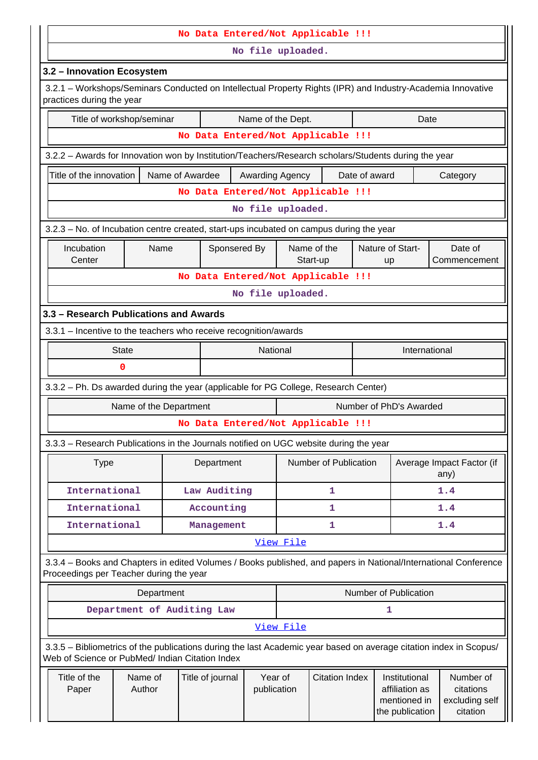No Data Entered/Not Applicable !!!

No file uploaded.

## 3.2 – Innovation Ecosystem

3.2.1 – Workshops/Seminars Conducted on Intellectual Property Rights (IPR) and Industry-Academia Innovative practices during the year

| Title of workshop/seminar | Name of the Dept. | Date |
|---|---|---|
| No Data Entered/Not Applicable !!! | | |

3.2.2 – Awards for Innovation won by Institution/Teachers/Research scholars/Students during the year

| Title of the innovation | Name of Awardee | Awarding Agency | Date of award | Category |
|---|---|---|---|---|
| No Data Entered/Not Applicable !!! | | | | |

No file uploaded.

3.2.3 – No. of Incubation centre created, start-ups incubated on campus during the year

| Incubation Center | Name | Sponsered By | Name of the Start-up | Nature of Start-up | Date of Commencement |
|---|---|---|---|---|---|
| No Data Entered/Not Applicable !!! | | | | | |

No file uploaded.

## 3.3 – Research Publications and Awards

3.3.1 – Incentive to the teachers who receive recognition/awards

| State | National | International |
|---|---|---|
| 0 | | |

3.3.2 – Ph. Ds awarded during the year (applicable for PG College, Research Center)

| Name of the Department | Number of PhD's Awarded |
|---|---|
| No Data Entered/Not Applicable !!! | |

3.3.3 – Research Publications in the Journals notified on UGC website during the year

| Type | Department | Number of Publication | Average Impact Factor (if any) |
|---|---|---|---|
| International | Law Auditing | 1 | 1.4 |
| International | Accounting | 1 | 1.4 |
| International | Management | 1 | 1.4 |

View File

3.3.4 – Books and Chapters in edited Volumes / Books published, and papers in National/International Conference Proceedings per Teacher during the year

| Department | Number of Publication |
|---|---|
| Department of Auditing Law | 1 |

View File

3.3.5 – Bibliometrics of the publications during the last Academic year based on average citation index in Scopus/ Web of Science or PubMed/ Indian Citation Index

| Title of the Paper | Name of Author | Title of journal | Year of publication | Citation Index | Institutional affiliation as mentioned in the publication | Number of citations excluding self citation |
|---|---|---|---|---|---|---|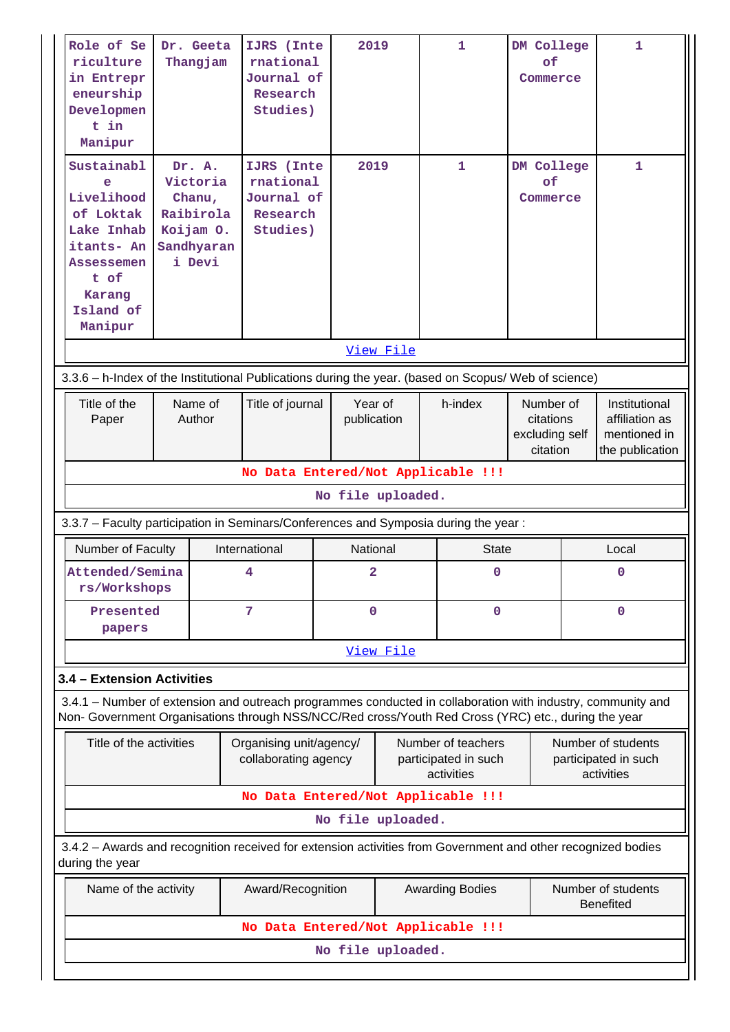| | | | | | | |
|---|---|---|---|---|---|---|
| Role of Sericulture in Entrepreneurship Development in Manipur | Dr. Geeta Thangjam | IJRS (International Journal of Research Studies) | 2019 | 1 | DM College of Commerce | 1 |
| Sustainable Livelihood of Loktak Lake Inhabitants- An Assessement of Karang Island of Manipur | Dr. A. Victoria Chanu, Raibirola Koijam O. Sandhyarani Devi | IJRS (International Journal of Research Studies) | 2019 | 1 | DM College of Commerce | 1 |
| View File | | | | | | |

3.3.6 – h-Index of the Institutional Publications during the year. (based on Scopus/ Web of science)

| Title of the Paper | Name of Author | Title of journal | Year of publication | h-index | Number of citations excluding self citation | Institutional affiliation as mentioned in the publication |
|---|---|---|---|---|---|---|
| No Data Entered/Not Applicable !!! | | | | | | |
| No file uploaded. | | | | | | |

3.3.7 – Faculty participation in Seminars/Conferences and Symposia during the year :

| Number of Faculty | International | National | State | Local |
|---|---|---|---|---|
| Attended/Seminars/Workshops | 4 | 2 | 0 | 0 |
| Presented papers | 7 | 0 | 0 | 0 |
| View File | | | | |

**3.4 – Extension Activities**

3.4.1 – Number of extension and outreach programmes conducted in collaboration with industry, community and Non- Government Organisations through NSS/NCC/Red cross/Youth Red Cross (YRC) etc., during the year

| Title of the activities | Organising unit/agency/ collaborating agency | Number of teachers participated in such activities | Number of students participated in such activities |
|---|---|---|---|
| No Data Entered/Not Applicable !!! | | | |
| No file uploaded. | | | |

3.4.2 – Awards and recognition received for extension activities from Government and other recognized bodies during the year

| Name of the activity | Award/Recognition | Awarding Bodies | Number of students Benefited |
|---|---|---|---|
| No Data Entered/Not Applicable !!! | | | |
| No file uploaded. | | | |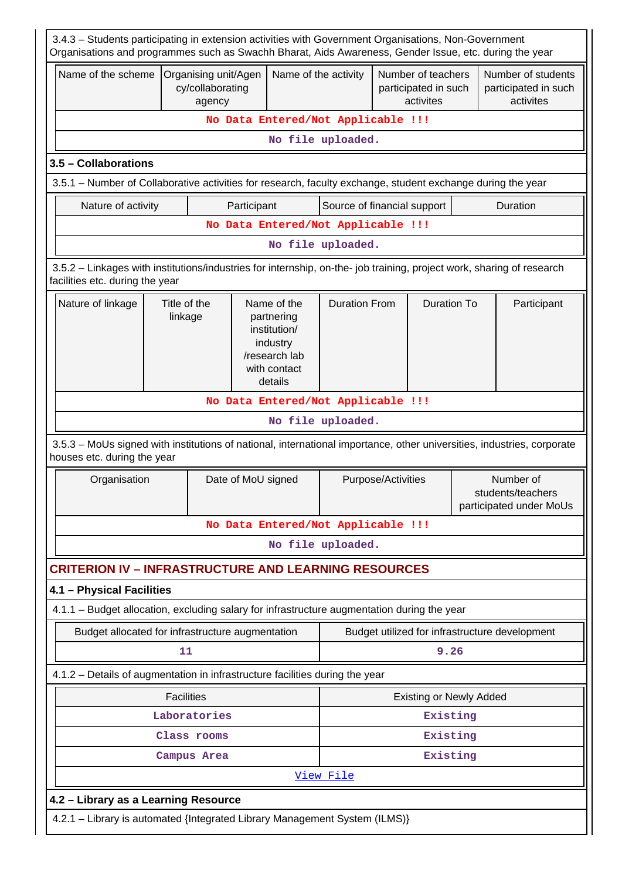3.4.3 – Students participating in extension activities with Government Organisations, Non-Government Organisations and programmes such as Swachh Bharat, Aids Awareness, Gender Issue, etc. during the year

| Name of the scheme | Organising unit/Agency/collaborating agency | Name of the activity | Number of teachers participated in such activites | Number of students participated in such activites |
|---|---|---|---|---|
| No Data Entered/Not Applicable !!! | | | | |
| No file uploaded. | | | | |

### 3.5 – Collaborations

3.5.1 – Number of Collaborative activities for research, faculty exchange, student exchange during the year

| Nature of activity | Participant | Source of financial support | Duration |
|---|---|---|---|
| No Data Entered/Not Applicable !!! | | | |
| No file uploaded. | | | |

3.5.2 – Linkages with institutions/industries for internship, on-the- job training, project work, sharing of research facilities etc. during the year

| Nature of linkage | Title of the linkage | Name of the partnering institution/ industry /research lab with contact details | Duration From | Duration To | Participant |
|---|---|---|---|---|---|
| No Data Entered/Not Applicable !!! | | | | | |
| No file uploaded. | | | | | |

3.5.3 – MoUs signed with institutions of national, international importance, other universities, industries, corporate houses etc. during the year

| Organisation | Date of MoU signed | Purpose/Activities | Number of students/teachers participated under MoUs |
|---|---|---|---|
| No Data Entered/Not Applicable !!! | | | |
| No file uploaded. | | | |

## CRITERION IV – INFRASTRUCTURE AND LEARNING RESOURCES

### 4.1 – Physical Facilities

4.1.1 – Budget allocation, excluding salary for infrastructure augmentation during the year

| Budget allocated for infrastructure augmentation | Budget utilized for infrastructure development |
|---|---|
| 11 | 9.26 |

4.1.2 – Details of augmentation in infrastructure facilities during the year

| Facilities | Existing or Newly Added |
|---|---|
| Laboratories | Existing |
| Class rooms | Existing |
| Campus Area | Existing |
| View File | |

### 4.2 – Library as a Learning Resource

4.2.1 – Library is automated {Integrated Library Management System (ILMS)}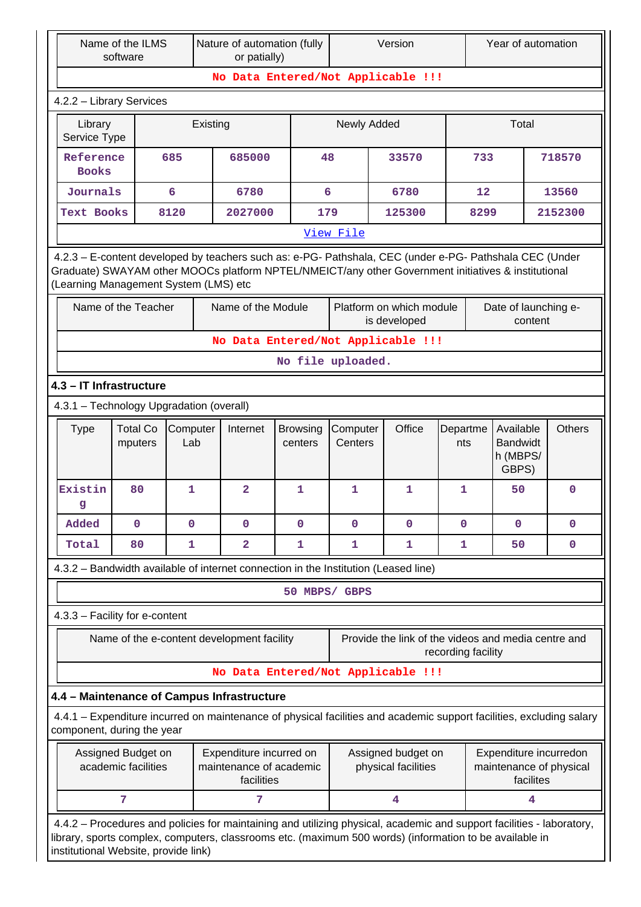| Name of the ILMS software | Nature of automation (fully or patially) | Version | Year of automation |
|---|---|---|---|
| No Data Entered/Not Applicable !!! | | | |

4.2.2 – Library Services

| Library Service Type | Existing | | Newly Added | | Total | |
|---|---|---|---|---|---|---|
| Reference Books | 685 | 685000 | 48 | 33570 | 733 | 718570 |
| Journals | 6 | 6780 | 6 | 6780 | 12 | 13560 |
| Text Books | 8120 | 2027000 | 179 | 125300 | 8299 | 2152300 |

View File

4.2.3 – E-content developed by teachers such as: e-PG- Pathshala, CEC (under e-PG- Pathshala CEC (Under Graduate) SWAYAM other MOOCs platform NPTEL/NMEICT/any other Government initiatives & institutional (Learning Management System (LMS) etc

| Name of the Teacher | Name of the Module | Platform on which module is developed | Date of launching e-content |
|---|---|---|---|
| No Data Entered/Not Applicable !!! | | | |

No file uploaded.

## 4.3 – IT Infrastructure

4.3.1 – Technology Upgradation (overall)

| Type | Total Computers | Computer Lab | Internet | Browsing centers | Computer Centers | Office | Departments | Available Bandwidth (MBPS/ GBPS) | Others |
|---|---|---|---|---|---|---|---|---|---|
| Existing | 80 | 1 | 2 | 1 | 1 | 1 | 1 | 50 | 0 |
| Added | 0 | 0 | 0 | 0 | 0 | 0 | 0 | 0 | 0 |
| Total | 80 | 1 | 2 | 1 | 1 | 1 | 1 | 50 | 0 |

4.3.2 – Bandwidth available of internet connection in the Institution (Leased line)

50 MBPS/ GBPS

4.3.3 – Facility for e-content

| Name of the e-content development facility | Provide the link of the videos and media centre and recording facility |
|---|---|
| No Data Entered/Not Applicable !!! | |

## 4.4 – Maintenance of Campus Infrastructure

4.4.1 – Expenditure incurred on maintenance of physical facilities and academic support facilities, excluding salary component, during the year

| Assigned Budget on academic facilities | Expenditure incurred on maintenance of academic facilities | Assigned budget on physical facilities | Expenditure incurredon maintenance of physical facilites |
|---|---|---|---|
| 7 | 7 | 4 | 4 |

4.4.2 – Procedures and policies for maintaining and utilizing physical, academic and support facilities - laboratory, library, sports complex, computers, classrooms etc. (maximum 500 words) (information to be available in institutional Website, provide link)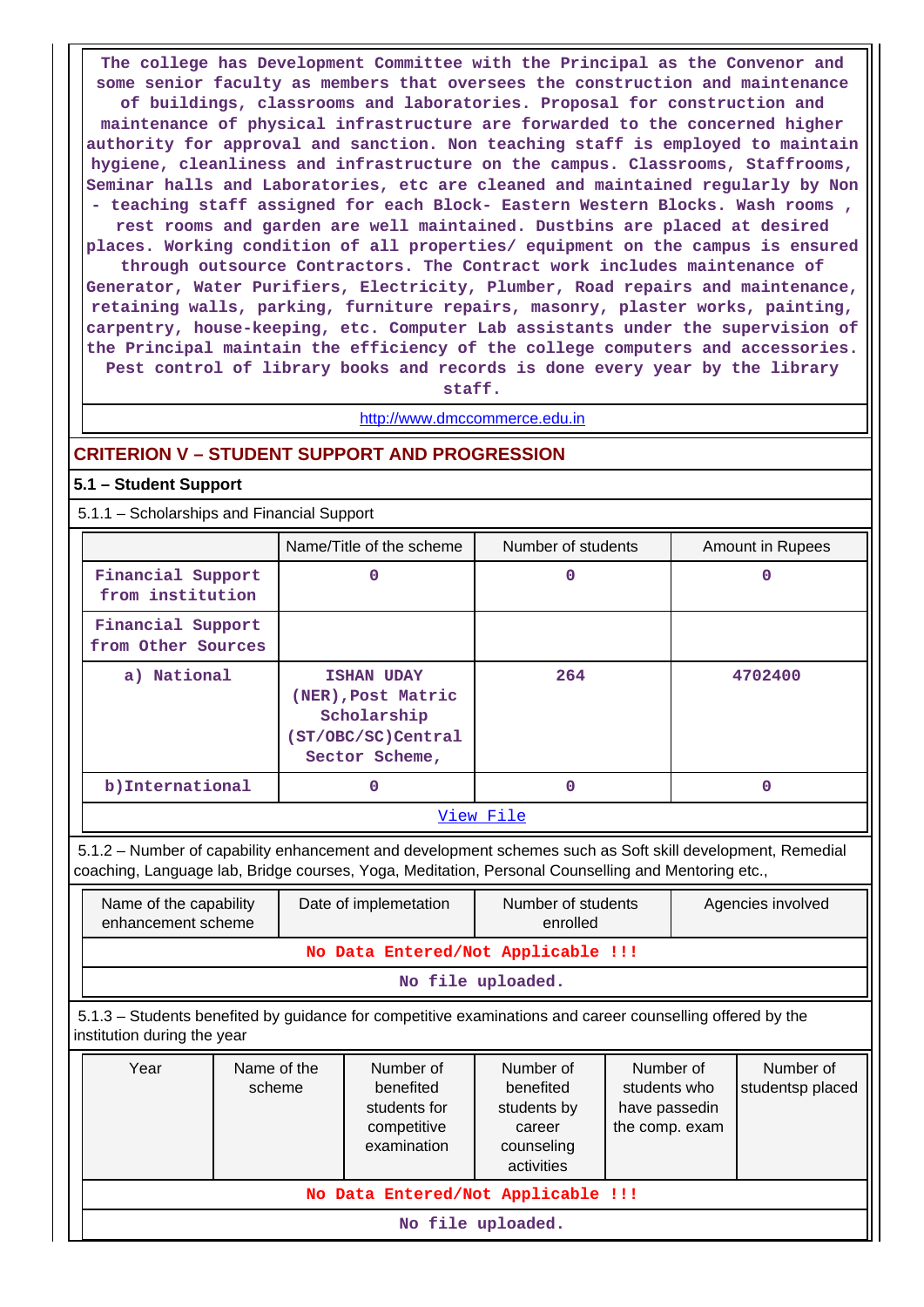The college has Development Committee with the Principal as the Convenor and some senior faculty as members that oversees the construction and maintenance of buildings, classrooms and laboratories. Proposal for construction and maintenance of physical infrastructure are forwarded to the concerned higher authority for approval and sanction. Non teaching staff is employed to maintain hygiene, cleanliness and infrastructure on the campus. Classrooms, Staffrooms, Seminar halls and Laboratories, etc are cleaned and maintained regularly by Non - teaching staff assigned for each Block- Eastern Western Blocks. Wash rooms , rest rooms and garden are well maintained. Dustbins are placed at desired places. Working condition of all properties/ equipment on the campus is ensured through outsource Contractors. The Contract work includes maintenance of Generator, Water Purifiers, Electricity, Plumber, Road repairs and maintenance, retaining walls, parking, furniture repairs, masonry, plaster works, painting, carpentry, house-keeping, etc. Computer Lab assistants under the supervision of the Principal maintain the efficiency of the college computers and accessories. Pest control of library books and records is done every year by the library staff.

http://www.dmccommerce.edu.in

## CRITERION V – STUDENT SUPPORT AND PROGRESSION

### 5.1 – Student Support

5.1.1 – Scholarships and Financial Support

| | Name/Title of the scheme | Number of students | Amount in Rupees |
|---|---|---|---|
| Financial Support from institution | 0 | 0 | 0 |
| Financial Support from Other Sources | | | |
| a) National | ISHAN UDAY (NER),Post Matric Scholarship (ST/OBC/SC)Central Sector Scheme, | 264 | 4702400 |
| b)International | 0 | 0 | 0 |

View File

5.1.2 – Number of capability enhancement and development schemes such as Soft skill development, Remedial coaching, Language lab, Bridge courses, Yoga, Meditation, Personal Counselling and Mentoring etc.,

| Name of the capability enhancement scheme | Date of implemetation | Number of students enrolled | Agencies involved |
|---|---|---|---|
| No Data Entered/Not Applicable !!! | | | |

No file uploaded.

5.1.3 – Students benefited by guidance for competitive examinations and career counselling offered by the institution during the year

| Year | Name of the scheme | Number of benefited students for competitive examination | Number of benefited students by career counseling activities | Number of students who have passedin the comp. exam | Number of studentsp placed |
|---|---|---|---|---|---|
| No Data Entered/Not Applicable !!! | | | | | |

No file uploaded.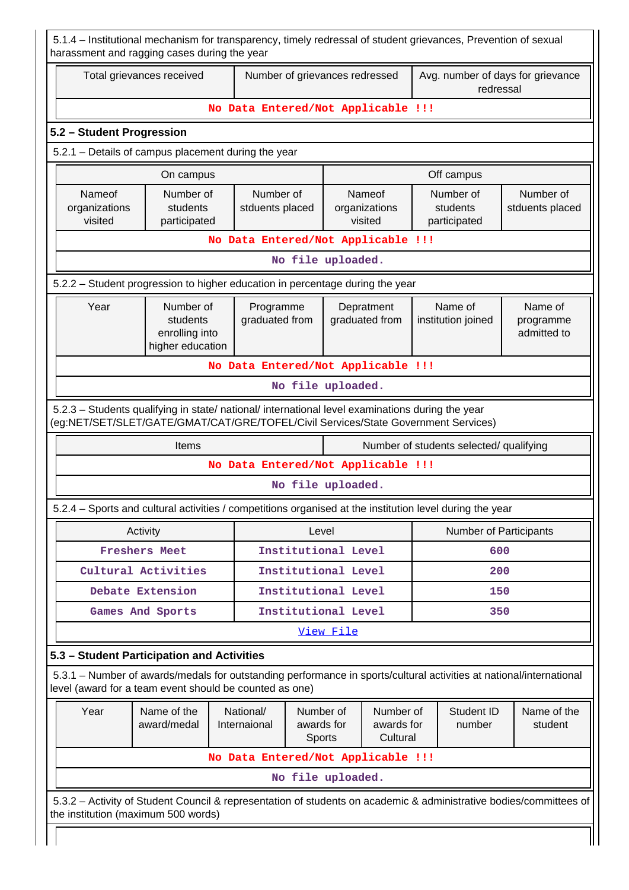5.1.4 – Institutional mechanism for transparency, timely redressal of student grievances, Prevention of sexual harassment and ragging cases during the year

| Total grievances received | Number of grievances redressed | Avg. number of days for grievance redressal |
|---|---|---|
| No Data Entered/Not Applicable !!! | | |

## 5.2 – Student Progression

5.2.1 – Details of campus placement during the year

| On campus | | | Off campus | | |
|---|---|---|---|---|---|
| Nameof organizations visited | Number of students participated | Number of stduents placed | Nameof organizations visited | Number of students participated | Number of stduents placed |
| No Data Entered/Not Applicable !!! | | | | | |

No file uploaded.

5.2.2 – Student progression to higher education in percentage during the year

| Year | Number of students enrolling into higher education | Programme graduated from | Depratment graduated from | Name of institution joined | Name of programme admitted to |
|---|---|---|---|---|---|
| No Data Entered/Not Applicable !!! | | | | | |

No file uploaded.

5.2.3 – Students qualifying in state/ national/ international level examinations during the year (eg:NET/SET/SLET/GATE/GMAT/CAT/GRE/TOFEL/Civil Services/State Government Services)

| Items | Number of students selected/ qualifying |
|---|---|
| No Data Entered/Not Applicable !!! | |

No file uploaded.

5.2.4 – Sports and cultural activities / competitions organised at the institution level during the year

| Activity | Level | Number of Participants |
|---|---|---|
| Freshers Meet | Institutional Level | 600 |
| Cultural Activities | Institutional Level | 200 |
| Debate Extension | Institutional Level | 150 |
| Games And Sports | Institutional Level | 350 |

View File

## 5.3 – Student Participation and Activities

5.3.1 – Number of awards/medals for outstanding performance in sports/cultural activities at national/international level (award for a team event should be counted as one)

| Year | Name of the award/medal | National/ Internaional | Number of awards for Sports | Number of awards for Cultural | Student ID number | Name of the student |
|---|---|---|---|---|---|---|
| No Data Entered/Not Applicable !!! | | | | | | |

No file uploaded.

5.3.2 – Activity of Student Council & representation of students on academic & administrative bodies/committees of the institution (maximum 500 words)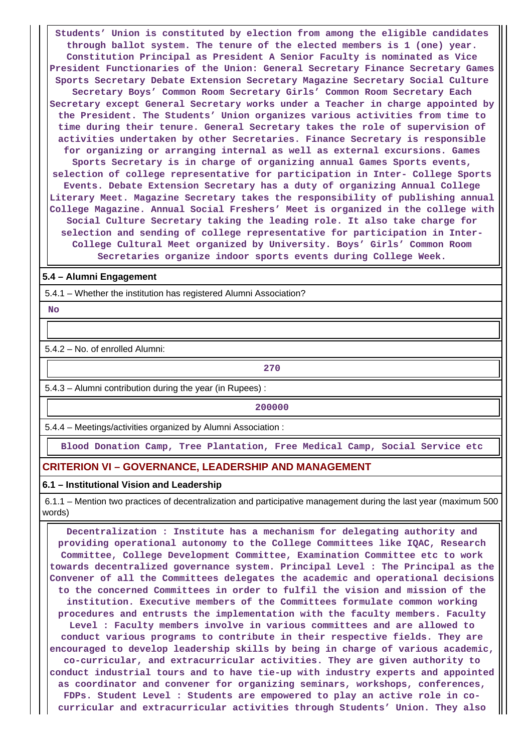Students' Union is constituted by election from among the eligible candidates through ballot system. The tenure of the elected members is 1 (one) year. Constitution Principal as President A Senior Faculty is nominated as Vice President Functionaries of the Union: General Secretary Finance Secretary Games Sports Secretary Debate Extension Secretary Magazine Secretary Social Culture Secretary Boys' Common Room Secretary Girls' Common Room Secretary Each Secretary except General Secretary works under a Teacher in charge appointed by the President. The Students' Union organizes various activities from time to time during their tenure. General Secretary takes the role of supervision of activities undertaken by other Secretaries. Finance Secretary is responsible for organizing or arranging internal as well as external excursions. Games Sports Secretary is in charge of organizing annual Games Sports events, selection of college representative for participation in Inter- College Sports Events. Debate Extension Secretary has a duty of organizing Annual College Literary Meet. Magazine Secretary takes the responsibility of publishing annual College Magazine. Annual Social Freshers' Meet is organized in the college with Social Culture Secretary taking the leading role. It also take charge for selection and sending of college representative for participation in Inter- College Cultural Meet organized by University. Boys' Girls' Common Room Secretaries organize indoor sports events during College Week.

**5.4 – Alumni Engagement**

5.4.1 – Whether the institution has registered Alumni Association?

No

5.4.2 – No. of enrolled Alumni:

270

5.4.3 – Alumni contribution during the year (in Rupees) :

200000

5.4.4 – Meetings/activities organized by Alumni Association :

Blood Donation Camp, Tree Plantation, Free Medical Camp, Social Service etc

## CRITERION VI – GOVERNANCE, LEADERSHIP AND MANAGEMENT

**6.1 – Institutional Vision and Leadership**

6.1.1 – Mention two practices of decentralization and participative management during the last year (maximum 500 words)

Decentralization : Institute has a mechanism for delegating authority and providing operational autonomy to the College Committees like IQAC, Research Committee, College Development Committee, Examination Committee etc to work towards decentralized governance system. Principal Level : The Principal as the Convener of all the Committees delegates the academic and operational decisions to the concerned Committees in order to fulfil the vision and mission of the institution. Executive members of the Committees formulate common working procedures and entrusts the implementation with the faculty members. Faculty Level : Faculty members involve in various committees and are allowed to conduct various programs to contribute in their respective fields. They are encouraged to develop leadership skills by being in charge of various academic, co-curricular, and extracurricular activities. They are given authority to conduct industrial tours and to have tie-up with industry experts and appointed as coordinator and convener for organizing seminars, workshops, conferences, FDPs. Student Level : Students are empowered to play an active role in co-curricular and extracurricular activities through Students' Union. They also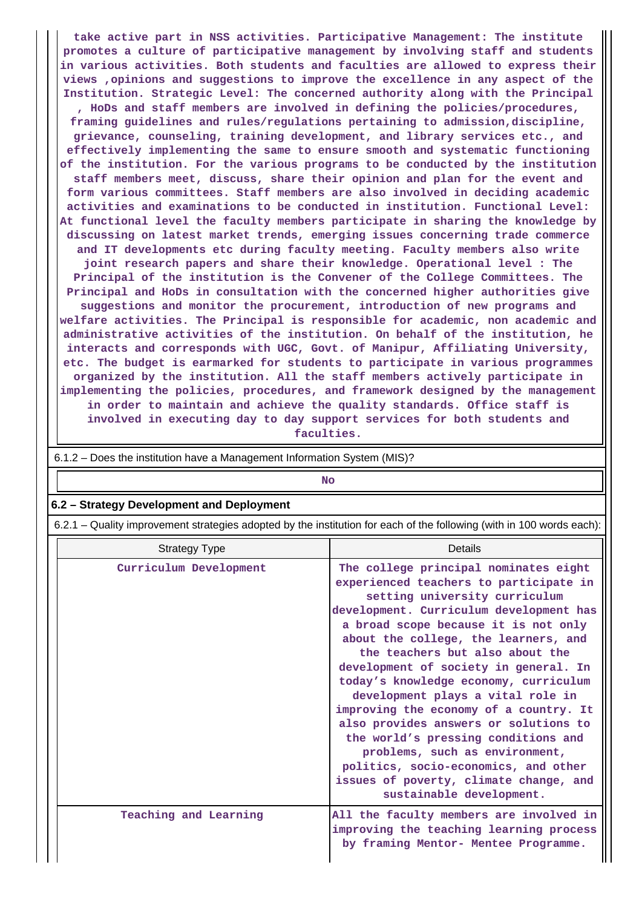take active part in NSS activities. Participative Management: The institute promotes a culture of participative management by involving staff and students in various activities. Both students and faculties are allowed to express their views ,opinions and suggestions to improve the excellence in any aspect of the Institution. Strategic Level: The concerned authority along with the Principal , HoDs and staff members are involved in defining the policies/procedures, framing guidelines and rules/regulations pertaining to admission,discipline, grievance, counseling, training development, and library services etc., and effectively implementing the same to ensure smooth and systematic functioning of the institution. For the various programs to be conducted by the institution staff members meet, discuss, share their opinion and plan for the event and form various committees. Staff members are also involved in deciding academic activities and examinations to be conducted in institution. Functional Level: At functional level the faculty members participate in sharing the knowledge by discussing on latest market trends, emerging issues concerning trade commerce and IT developments etc during faculty meeting. Faculty members also write joint research papers and share their knowledge. Operational level : The Principal of the institution is the Convener of the College Committees. The Principal and HoDs in consultation with the concerned higher authorities give suggestions and monitor the procurement, introduction of new programs and welfare activities. The Principal is responsible for academic, non academic and administrative activities of the institution. On behalf of the institution, he interacts and corresponds with UGC, Govt. of Manipur, Affiliating University, etc. The budget is earmarked for students to participate in various programmes organized by the institution. All the staff members actively participate in implementing the policies, procedures, and framework designed by the management in order to maintain and achieve the quality standards. Office staff is involved in executing day to day support services for both students and faculties.

6.1.2 – Does the institution have a Management Information System (MIS)?

No

## 6.2 – Strategy Development and Deployment

6.2.1 – Quality improvement strategies adopted by the institution for each of the following (with in 100 words each):

| Strategy Type | Details |
|---|---|
| Curriculum Development | The college principal nominates eight experienced teachers to participate in setting university curriculum development. Curriculum development has a broad scope because it is not only about the college, the learners, and the teachers but also about the development of society in general. In today's knowledge economy, curriculum development plays a vital role in improving the economy of a country. It also provides answers or solutions to the world's pressing conditions and problems, such as environment, politics, socio-economics, and other issues of poverty, climate change, and sustainable development. |
| Teaching and Learning | All the faculty members are involved in improving the teaching learning process by framing Mentor- Mentee Programme. |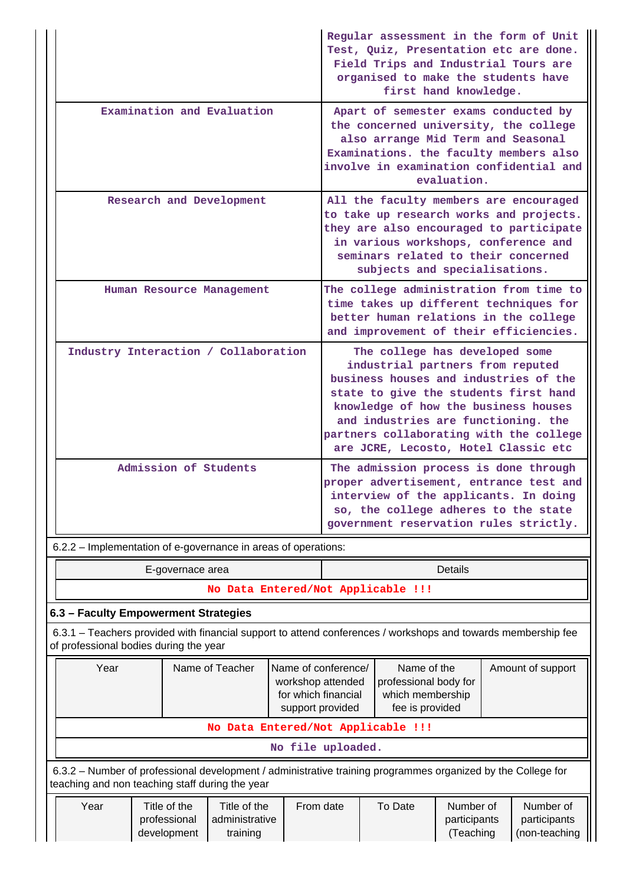| | |
|---|---|
| | Regular assessment in the form of Unit Test, Quiz, Presentation etc are done. Field Trips and Industrial Tours are organised to make the students have first hand knowledge. |
| Examination and Evaluation | Apart of semester exams conducted by the concerned university, the college also arrange Mid Term and Seasonal Examinations. the faculty members also involve in examination confidential and evaluation. |
| Research and Development | All the faculty members are encouraged to take up research works and projects. they are also encouraged to participate in various workshops, conference and seminars related to their concerned subjects and specialisations. |
| Human Resource Management | The college administration from time to time takes up different techniques for better human relations in the college and improvement of their efficiencies. |
| Industry Interaction / Collaboration | The college has developed some industrial partners from reputed business houses and industries of the state to give the students first hand knowledge of how the business houses and industries are functioning. the partners collaborating with the college are JCRE, Lecosto, Hotel Classic etc |
| Admission of Students | The admission process is done through proper advertisement, entrance test and interview of the applicants. In doing so, the college adheres to the state government reservation rules strictly. |

6.2.2 – Implementation of e-governance in areas of operations:

| E-governace area | Details |
|---|---|
| No Data Entered/Not Applicable !!! | |

### 6.3 – Faculty Empowerment Strategies

6.3.1 – Teachers provided with financial support to attend conferences / workshops and towards membership fee of professional bodies during the year

| Year | Name of Teacher | Name of conference/ workshop attended for which financial support provided | Name of the professional body for which membership fee is provided | Amount of support |
|---|---|---|---|---|
| No Data Entered/Not Applicable !!! | | | | |
| No file uploaded. | | | | |

6.3.2 – Number of professional development / administrative training programmes organized by the College for teaching and non teaching staff during the year

| Year | Title of the professional development | Title of the administrative training | From date | To Date | Number of participants (Teaching | Number of participants (non-teaching |
|---|---|---|---|---|---|---|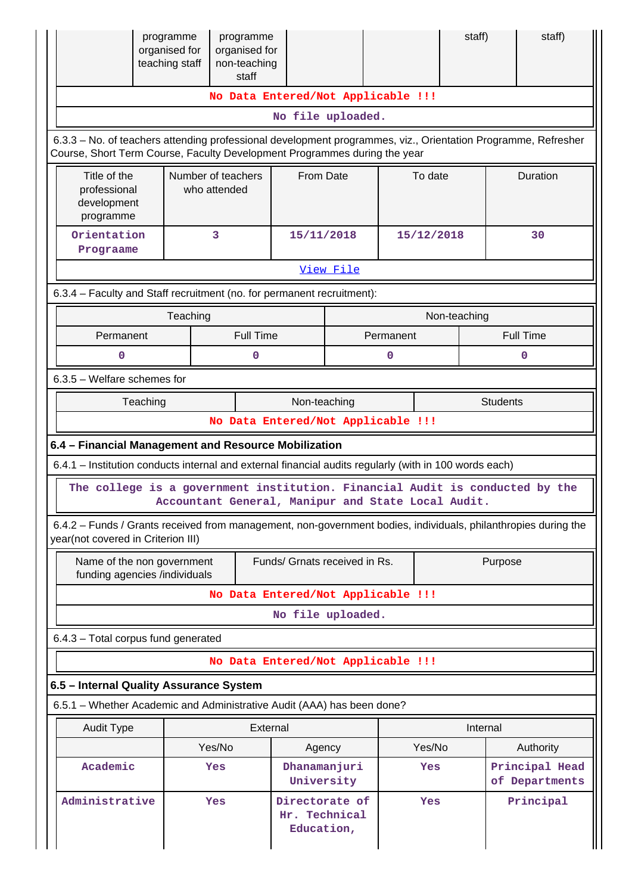| | programme organised for teaching staff | programme organised for non-teaching staff | | | staff) | staff) |
|---|---|---|---|---|---|---|
| No Data Entered/Not Applicable !!! | | | | | | |
| No file uploaded. | | | | | | |

6.3.3 – No. of teachers attending professional development programmes, viz., Orientation Programme, Refresher Course, Short Term Course, Faculty Development Programmes during the year

| Title of the professional development programme | Number of teachers who attended | From Date | To date | Duration |
|---|---|---|---|---|
| Orientation Prograame | 3 | 15/11/2018 | 15/12/2018 | 30 |
| View File | | | | |

6.3.4 – Faculty and Staff recruitment (no. for permanent recruitment):

| Teaching | | Non-teaching | |
|---|---|---|---|
| Permanent | Full Time | Permanent | Full Time |
| 0 | 0 | 0 | 0 |

6.3.5 – Welfare schemes for

| Teaching | Non-teaching | Students |
|---|---|---|
| No Data Entered/Not Applicable !!! | | |

**6.4 – Financial Management and Resource Mobilization**

6.4.1 – Institution conducts internal and external financial audits regularly (with in 100 words each)

The college is a government institution. Financial Audit is conducted by the Accountant General, Manipur and State Local Audit.

6.4.2 – Funds / Grants received from management, non-government bodies, individuals, philanthropies during the year(not covered in Criterion III)

| Name of the non government funding agencies /individuals | Funds/ Grnats received in Rs. | Purpose |
|---|---|---|
| No Data Entered/Not Applicable !!! | | |
| No file uploaded. | | |

6.4.3 – Total corpus fund generated

No Data Entered/Not Applicable !!!

**6.5 – Internal Quality Assurance System**

6.5.1 – Whether Academic and Administrative Audit (AAA) has been done?

| Audit Type | External | | Internal | |
|---|---|---|---|---|
| | Yes/No | Agency | Yes/No | Authority |
| Academic | Yes | Dhanamanjuri University | Yes | Principal Head of Departments |
| Administrative | Yes | Directorate of Hr. Technical Education, | Yes | Principal |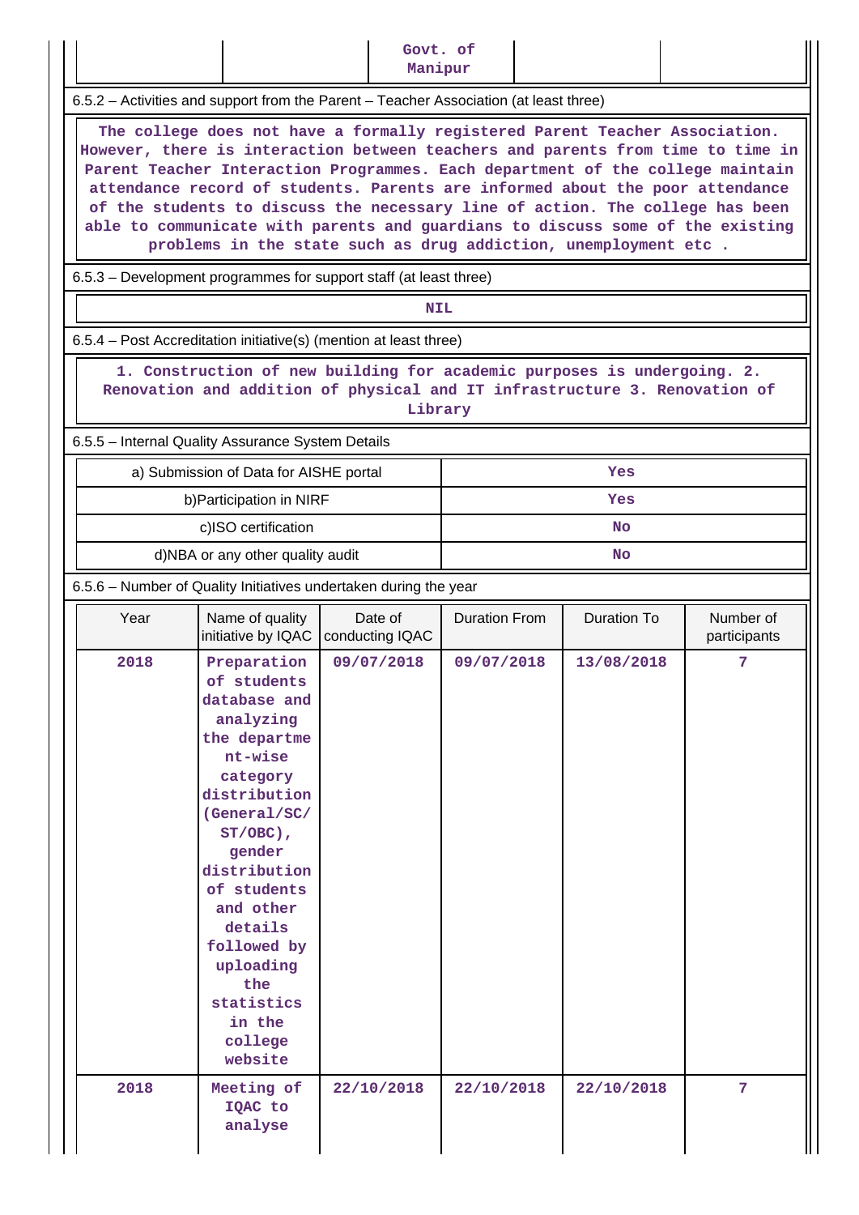| | | Govt. of Manipur | | |
|---|---|---|---|---|

6.5.2 – Activities and support from the Parent – Teacher Association (at least three)

The college does not have a formally registered Parent Teacher Association. However, there is interaction between teachers and parents from time to time in Parent Teacher Interaction Programmes. Each department of the college maintain attendance record of students. Parents are informed about the poor attendance of the students to discuss the necessary line of action. The college has been able to communicate with parents and guardians to discuss some of the existing problems in the state such as drug addiction, unemployment etc .

6.5.3 – Development programmes for support staff (at least three)

NIL

6.5.4 – Post Accreditation initiative(s) (mention at least three)

1. Construction of new building for academic purposes is undergoing. 2. Renovation and addition of physical and IT infrastructure 3. Renovation of Library

6.5.5 – Internal Quality Assurance System Details

| a) Submission of Data for AISHE portal | Yes |
|---|---|
| b)Participation in NIRF | Yes |
| c)ISO certification | No |
| d)NBA or any other quality audit | No |

6.5.6 – Number of Quality Initiatives undertaken during the year

| Year | Name of quality initiative by IQAC | Date of conducting IQAC | Duration From | Duration To | Number of participants |
|---|---|---|---|---|---|
| 2018 | Preparation of students database and analyzing the department-wise category distribution (General/SC/ST/OBC), gender distribution of students and other details followed by uploading the statistics in the college website | 09/07/2018 | 09/07/2018 | 13/08/2018 | 7 |
| 2018 | Meeting of IQAC to analyse | 22/10/2018 | 22/10/2018 | 22/10/2018 | 7 |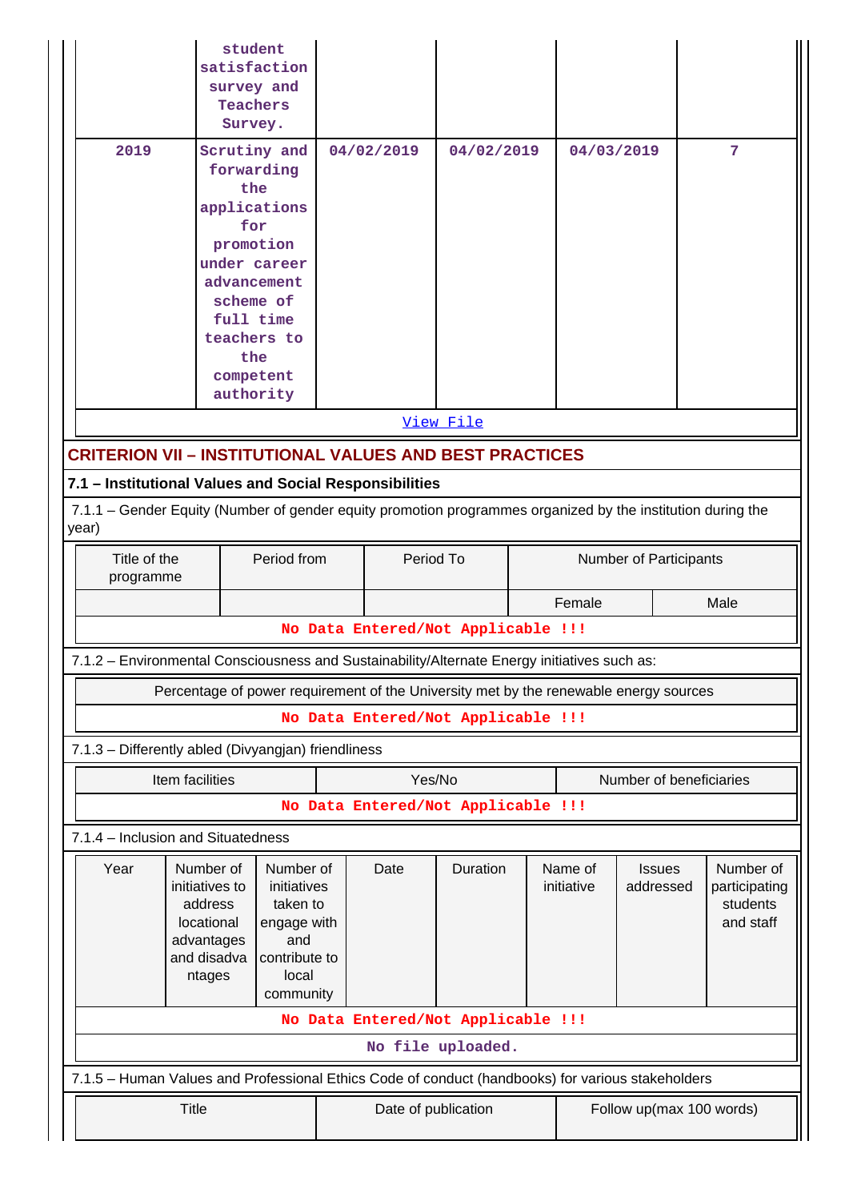| | student satisfaction survey and Teachers Survey. | | | | |
|---|---|---|---|---|---|
| 2019 | Scrutiny and forwarding the applications for promotion under career advancement scheme of full time teachers to the competent authority | 04/02/2019 | 04/02/2019 | 04/03/2019 | 7 |

View File

## CRITERION VII – INSTITUTIONAL VALUES AND BEST PRACTICES

### 7.1 – Institutional Values and Social Responsibilities

7.1.1 – Gender Equity (Number of gender equity promotion programmes organized by the institution during the year)

| Title of the programme | Period from | Period To | Number of Participants | |
|---|---|---|---|---|
| | | | Female | Male |
| No Data Entered/Not Applicable !!! | | | | |

7.1.2 – Environmental Consciousness and Sustainability/Alternate Energy initiatives such as:

| Percentage of power requirement of the University met by the renewable energy sources |
|---|
| No Data Entered/Not Applicable !!! |

7.1.3 – Differently abled (Divyangjan) friendliness

| Item facilities | Yes/No | Number of beneficiaries |
|---|---|---|
| No Data Entered/Not Applicable !!! | | |

7.1.4 – Inclusion and Situatedness

| Year | Number of initiatives to address locational advantages and disadvantages | Number of initiatives taken to engage with and contribute to local community | Date | Duration | Name of initiative | Issues addressed | Number of participating students and staff |
|---|---|---|---|---|---|---|---|
| No Data Entered/Not Applicable !!! | | | | | | | |
| No file uploaded. | | | | | | | |

7.1.5 – Human Values and Professional Ethics Code of conduct (handbooks) for various stakeholders

| Title | Date of publication | Follow up(max 100 words) |
|---|---|---|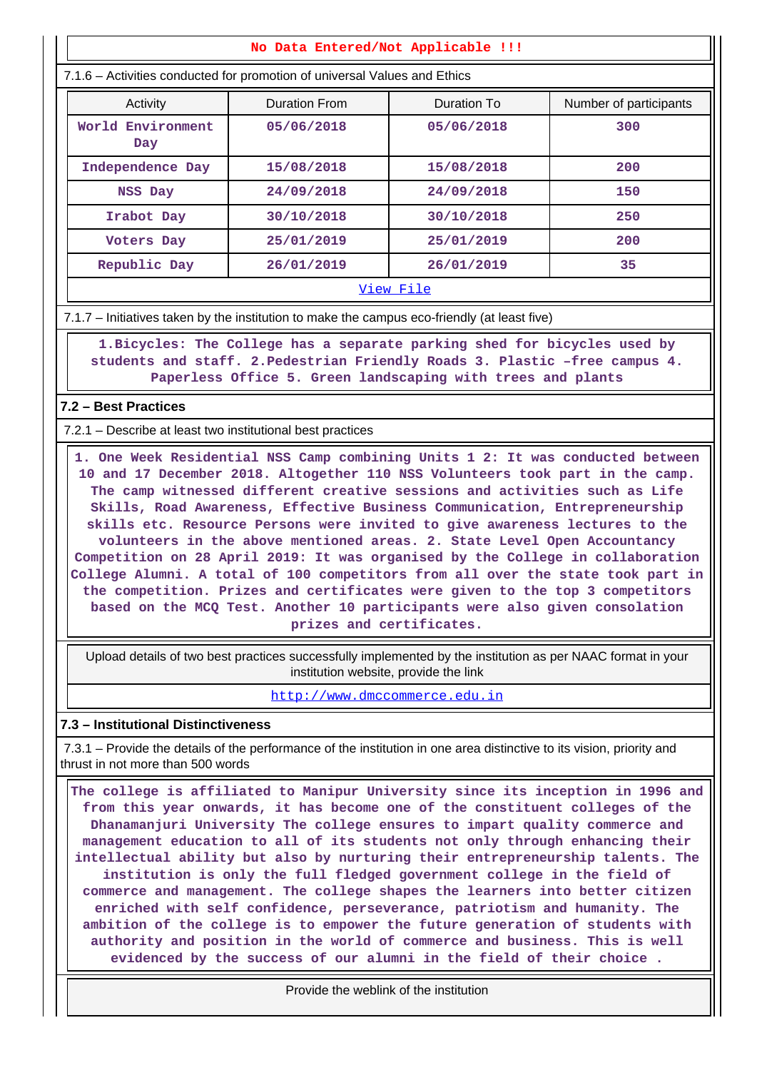No Data Entered/Not Applicable !!!

7.1.6 – Activities conducted for promotion of universal Values and Ethics

| Activity | Duration From | Duration To | Number of participants |
|---|---|---|---|
| World Environment Day | 05/06/2018 | 05/06/2018 | 300 |
| Independence Day | 15/08/2018 | 15/08/2018 | 200 |
| NSS Day | 24/09/2018 | 24/09/2018 | 150 |
| Irabot Day | 30/10/2018 | 30/10/2018 | 250 |
| Voters Day | 25/01/2019 | 25/01/2019 | 200 |
| Republic Day | 26/01/2019 | 26/01/2019 | 35 |

View File

7.1.7 – Initiatives taken by the institution to make the campus eco-friendly (at least five)

1.Bicycles: The College has a separate parking shed for bicycles used by students and staff. 2.Pedestrian Friendly Roads 3. Plastic –free campus 4. Paperless Office 5. Green landscaping with trees and plants

## 7.2 – Best Practices

7.2.1 – Describe at least two institutional best practices

1. One Week Residential NSS Camp combining Units 1 2: It was conducted between 10 and 17 December 2018. Altogether 110 NSS Volunteers took part in the camp. The camp witnessed different creative sessions and activities such as Life Skills, Road Awareness, Effective Business Communication, Entrepreneurship skills etc. Resource Persons were invited to give awareness lectures to the volunteers in the above mentioned areas. 2. State Level Open Accountancy Competition on 28 April 2019: It was organised by the College in collaboration College Alumni. A total of 100 competitors from all over the state took part in the competition. Prizes and certificates were given to the top 3 competitors based on the MCQ Test. Another 10 participants were also given consolation prizes and certificates.

Upload details of two best practices successfully implemented by the institution as per NAAC format in your institution website, provide the link

http://www.dmccommerce.edu.in

## 7.3 – Institutional Distinctiveness

7.3.1 – Provide the details of the performance of the institution in one area distinctive to its vision, priority and thrust in not more than 500 words

The college is affiliated to Manipur University since its inception in 1996 and from this year onwards, it has become one of the constituent colleges of the Dhanamanjuri University The college ensures to impart quality commerce and management education to all of its students not only through enhancing their intellectual ability but also by nurturing their entrepreneurship talents. The institution is only the full fledged government college in the field of commerce and management. The college shapes the learners into better citizen enriched with self confidence, perseverance, patriotism and humanity. The ambition of the college is to empower the future generation of students with authority and position in the world of commerce and business. This is well evidenced by the success of our alumni in the field of their choice .

Provide the weblink of the institution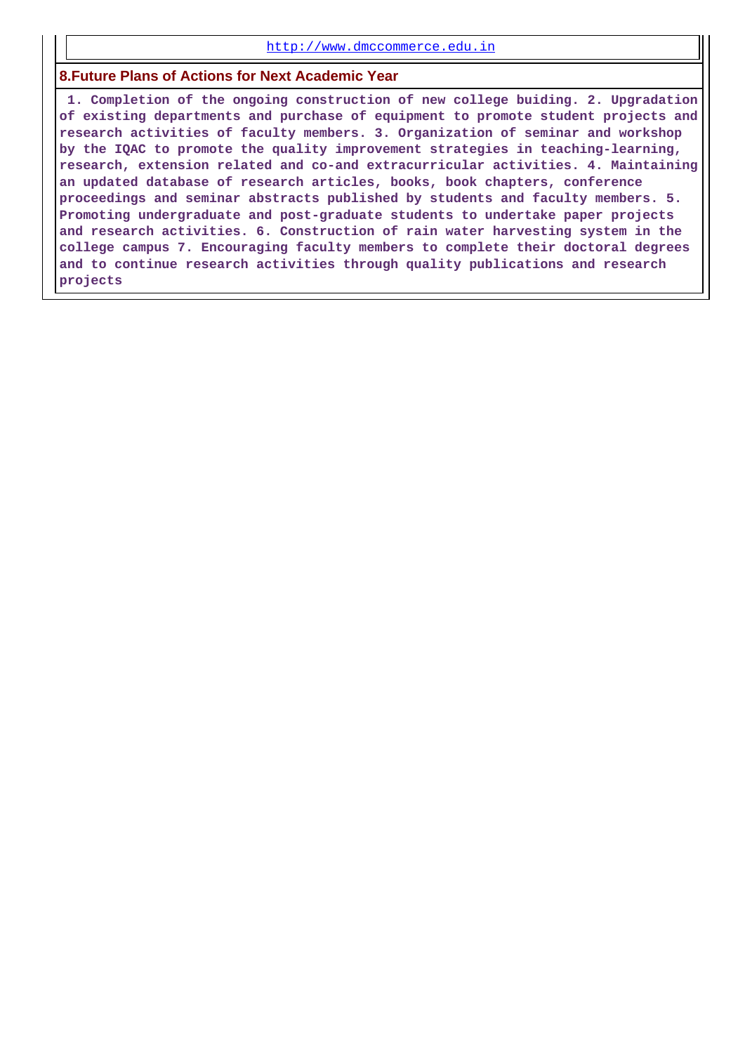http://www.dmccommerce.edu.in

## 8.Future Plans of Actions for Next Academic Year

**1. Completion of the ongoing construction of new college buiding. 2. Upgradation of existing departments and purchase of equipment to promote student projects and research activities of faculty members. 3. Organization of seminar and workshop by the IQAC to promote the quality improvement strategies in teaching-learning, research, extension related and co-and extracurricular activities. 4. Maintaining an updated database of research articles, books, book chapters, conference proceedings and seminar abstracts published by students and faculty members. 5. Promoting undergraduate and post-graduate students to undertake paper projects and research activities. 6. Construction of rain water harvesting system in the college campus 7. Encouraging faculty members to complete their doctoral degrees and to continue research activities through quality publications and research projects**